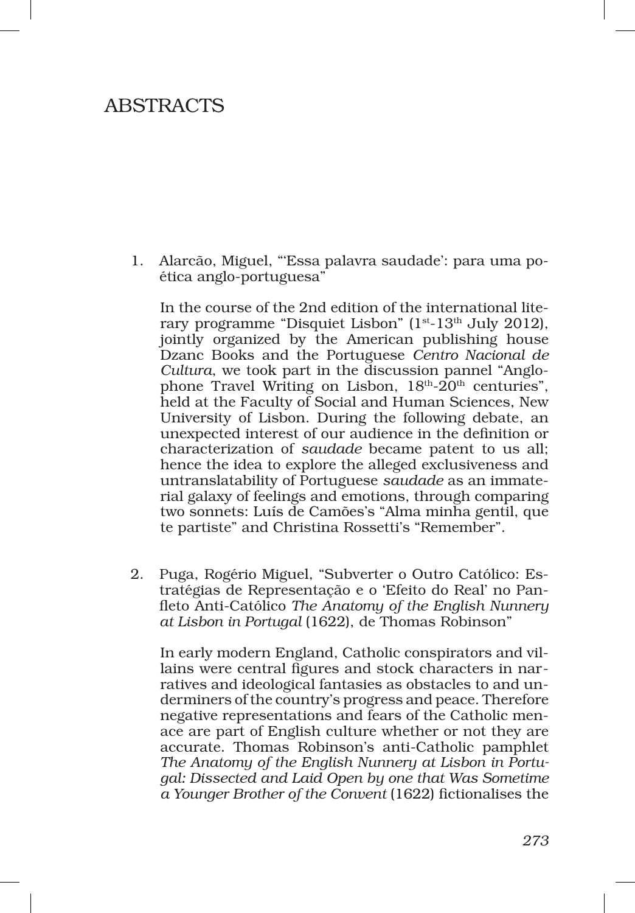# ABSTRACTS

1. Alarcão, Miguel, "'Essa palavra saudade': para uma poética anglo-portuguesa"

   In the course of the 2nd edition of the international literary programme "Disquiet Lisbon" (1st-13th July 2012), jointly organized by the American publishing house Dzanc Books and the Portuguese *Centro Nacional de Cultura*, we took part in the discussion pannel "Anglophone Travel Writing on Lisbon, 18th-20th centuries", held at the Faculty of Social and Human Sciences, New University of Lisbon. During the following debate, an unexpected interest of our audience in the definition or characterization of *saudade* became patent to us all; hence the idea to explore the alleged exclusiveness and untranslatability of Portuguese *saudade* as an immaterial galaxy of feelings and emotions, through comparing two sonnets: Luís de Camões's "Alma minha gentil, que te partiste" and Christina Rossetti's "Remember".

2. Puga, Rogério Miguel, "Subverter o Outro Católico: Estratégias de Representação e o 'Efeito do Real' no Panfleto Anti-Católico *The Anatomy of the English Nunnery at Lisbon in Portugal* (1622), de Thomas Robinson"

   In early modern England, Catholic conspirators and villains were central figures and stock characters in narratives and ideological fantasies as obstacles to and underminers of the country's progress and peace. Therefore negative representations and fears of the Catholic menace are part of English culture whether or not they are accurate. Thomas Robinson's anti-Catholic pamphlet *The Anatomy of the English Nunnery at Lisbon in Portugal: Dissected and Laid Open by one that Was Sometime a Younger Brother of the Convent* (1622) fictionalises the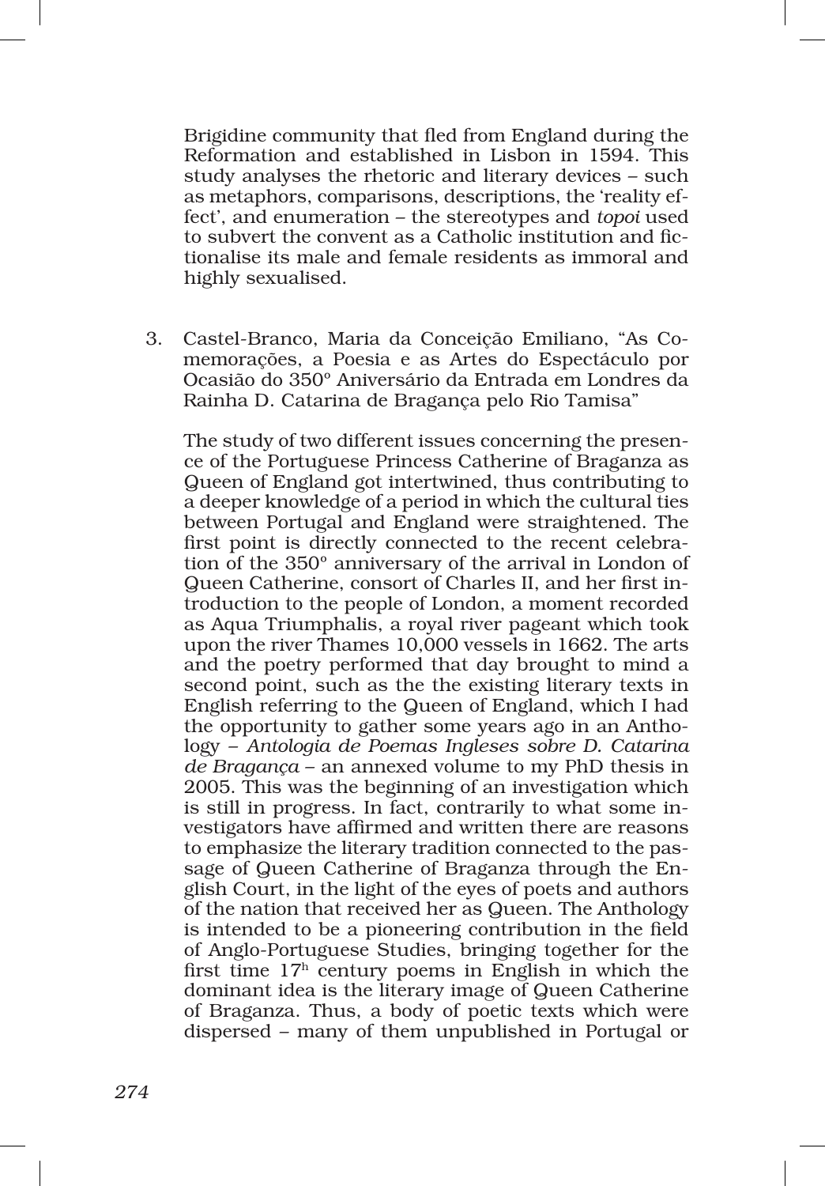Brigidine community that fled from England during the Reformation and established in Lisbon in 1594. This study analyses the rhetoric and literary devices – such as metaphors, comparisons, descriptions, the 'reality effect', and enumeration – the stereotypes and *topoi* used to subvert the convent as a Catholic institution and fictionalise its male and female residents as immoral and highly sexualised.

3. Castel-Branco, Maria da Conceição Emiliano, "As Comemorações, a Poesia e as Artes do Espectáculo por Ocasião do 350º Aniversário da Entrada em Londres da Rainha D. Catarina de Bragança pelo Rio Tamisa"

   The study of two different issues concerning the presence of the Portuguese Princess Catherine of Braganza as Queen of England got intertwined, thus contributing to a deeper knowledge of a period in which the cultural ties between Portugal and England were straightened. The first point is directly connected to the recent celebration of the 350º anniversary of the arrival in London of Queen Catherine, consort of Charles II, and her first introduction to the people of London, a moment recorded as Aqua Triumphalis, a royal river pageant which took upon the river Thames 10,000 vessels in 1662. The arts and the poetry performed that day brought to mind a second point, such as the the existing literary texts in English referring to the Queen of England, which I had the opportunity to gather some years ago in an Anthology – *Antologia de Poemas Ingleses sobre D. Catarina de Bragança* – an annexed volume to my PhD thesis in 2005. This was the beginning of an investigation which is still in progress. In fact, contrarily to what some investigators have affirmed and written there are reasons to emphasize the literary tradition connected to the passage of Queen Catherine of Braganza through the English Court, in the light of the eyes of poets and authors of the nation that received her as Queen. The Anthology is intended to be a pioneering contribution in the field of Anglo-Portuguese Studies, bringing together for the first time 17h century poems in English in which the dominant idea is the literary image of Queen Catherine of Braganza. Thus, a body of poetic texts which were dispersed – many of them unpublished in Portugal or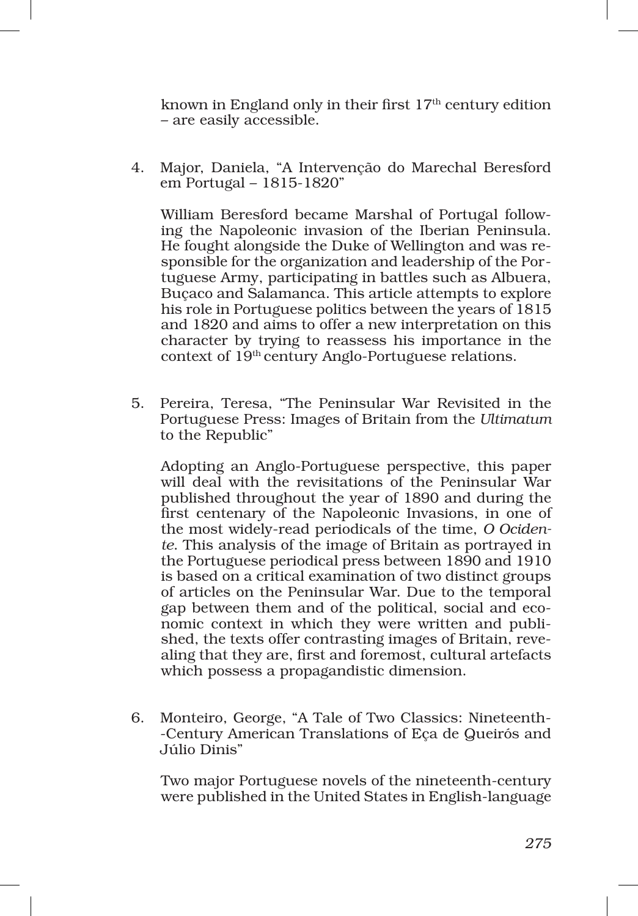known in England only in their first 17th century edition – are easily accessible.

4. Major, Daniela, "A Intervenção do Marechal Beresford em Portugal – 1815-1820"

   William Beresford became Marshal of Portugal following the Napoleonic invasion of the Iberian Peninsula. He fought alongside the Duke of Wellington and was responsible for the organization and leadership of the Portuguese Army, participating in battles such as Albuera, Buçaco and Salamanca. This article attempts to explore his role in Portuguese politics between the years of 1815 and 1820 and aims to offer a new interpretation on this character by trying to reassess his importance in the context of 19th century Anglo-Portuguese relations.

5. Pereira, Teresa, "The Peninsular War Revisited in the Portuguese Press: Images of Britain from the *Ultimatum* to the Republic"

   Adopting an Anglo-Portuguese perspective, this paper will deal with the revisitations of the Peninsular War published throughout the year of 1890 and during the first centenary of the Napoleonic Invasions, in one of the most widely-read periodicals of the time, *O Ocidente*. This analysis of the image of Britain as portrayed in the Portuguese periodical press between 1890 and 1910 is based on a critical examination of two distinct groups of articles on the Peninsular War. Due to the temporal gap between them and of the political, social and economic context in which they were written and published, the texts offer contrasting images of Britain, revealing that they are, first and foremost, cultural artefacts which possess a propagandistic dimension.

6. Monteiro, George, "A Tale of Two Classics: Nineteenth-Century American Translations of Eça de Queirós and Júlio Dinis"

   Two major Portuguese novels of the nineteenth-century were published in the United States in English-language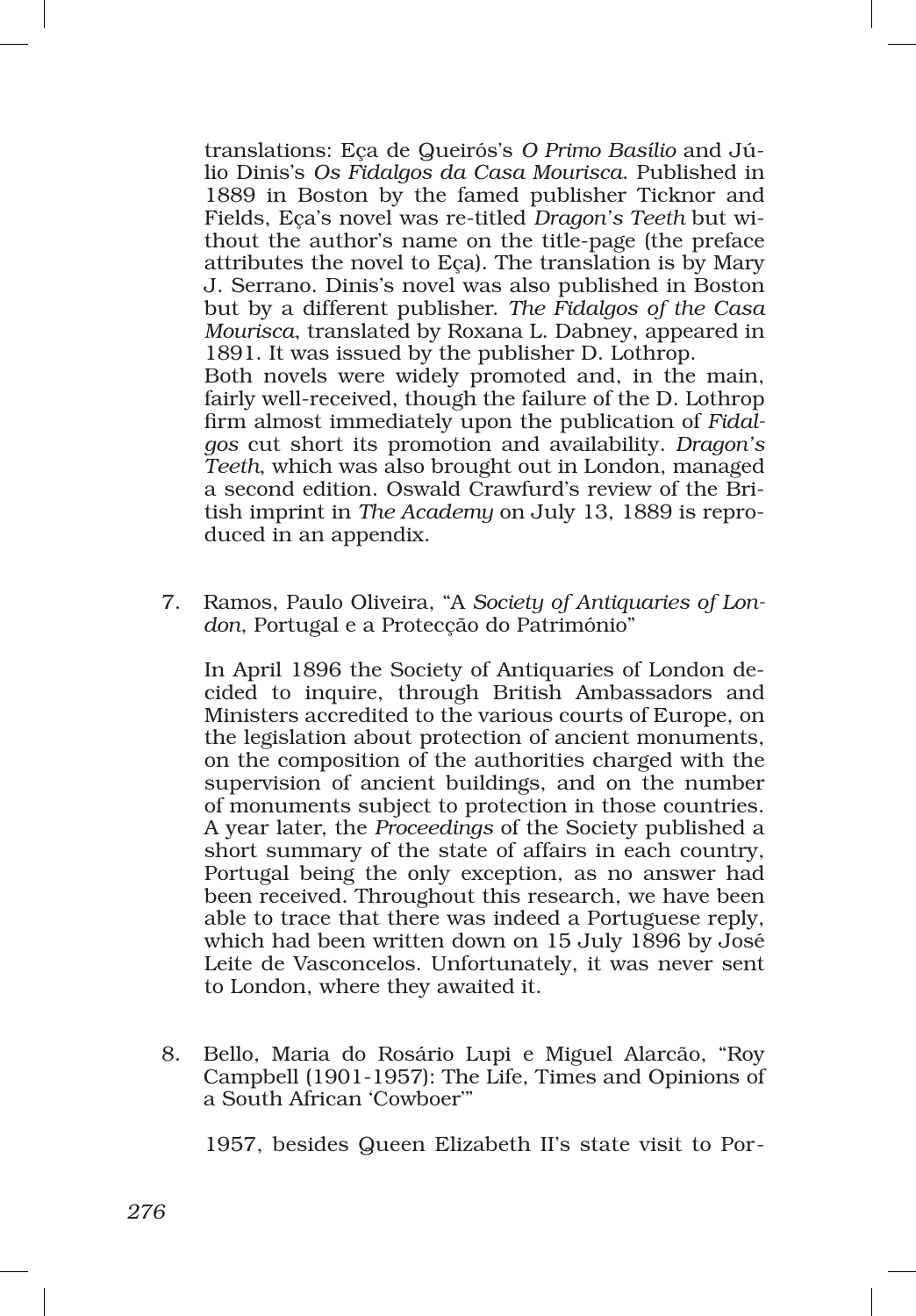translations: Eça de Queirós's *O Primo Basílio* and Júlio Dinis's *Os Fidalgos da Casa Mourisca*. Published in 1889 in Boston by the famed publisher Ticknor and Fields, Eça's novel was re-titled *Dragon's Teeth* but without the author's name on the title-page (the preface attributes the novel to Eça). The translation is by Mary J. Serrano. Dinis's novel was also published in Boston but by a different publisher. *The Fidalgos of the Casa Mourisca*, translated by Roxana L. Dabney, appeared in 1891. It was issued by the publisher D. Lothrop.
Both novels were widely promoted and, in the main, fairly well-received, though the failure of the D. Lothrop firm almost immediately upon the publication of *Fidalgos* cut short its promotion and availability. *Dragon's Teeth*, which was also brought out in London, managed a second edition. Oswald Crawfurd's review of the British imprint in *The Academy* on July 13, 1889 is reproduced in an appendix.

7. Ramos, Paulo Oliveira, "A *Society of Antiquaries of London*, Portugal e a Protecção do Património"

   In April 1896 the Society of Antiquaries of London decided to inquire, through British Ambassadors and Ministers accredited to the various courts of Europe, on the legislation about protection of ancient monuments, on the composition of the authorities charged with the supervision of ancient buildings, and on the number of monuments subject to protection in those countries. A year later, the *Proceedings* of the Society published a short summary of the state of affairs in each country, Portugal being the only exception, as no answer had been received. Throughout this research, we have been able to trace that there was indeed a Portuguese reply, which had been written down on 15 July 1896 by José Leite de Vasconcelos. Unfortunately, it was never sent to London, where they awaited it.

8. Bello, Maria do Rosário Lupi e Miguel Alarcão, "Roy Campbell (1901-1957): The Life, Times and Opinions of a South African 'Cowboer'"

   1957, besides Queen Elizabeth II's state visit to Por-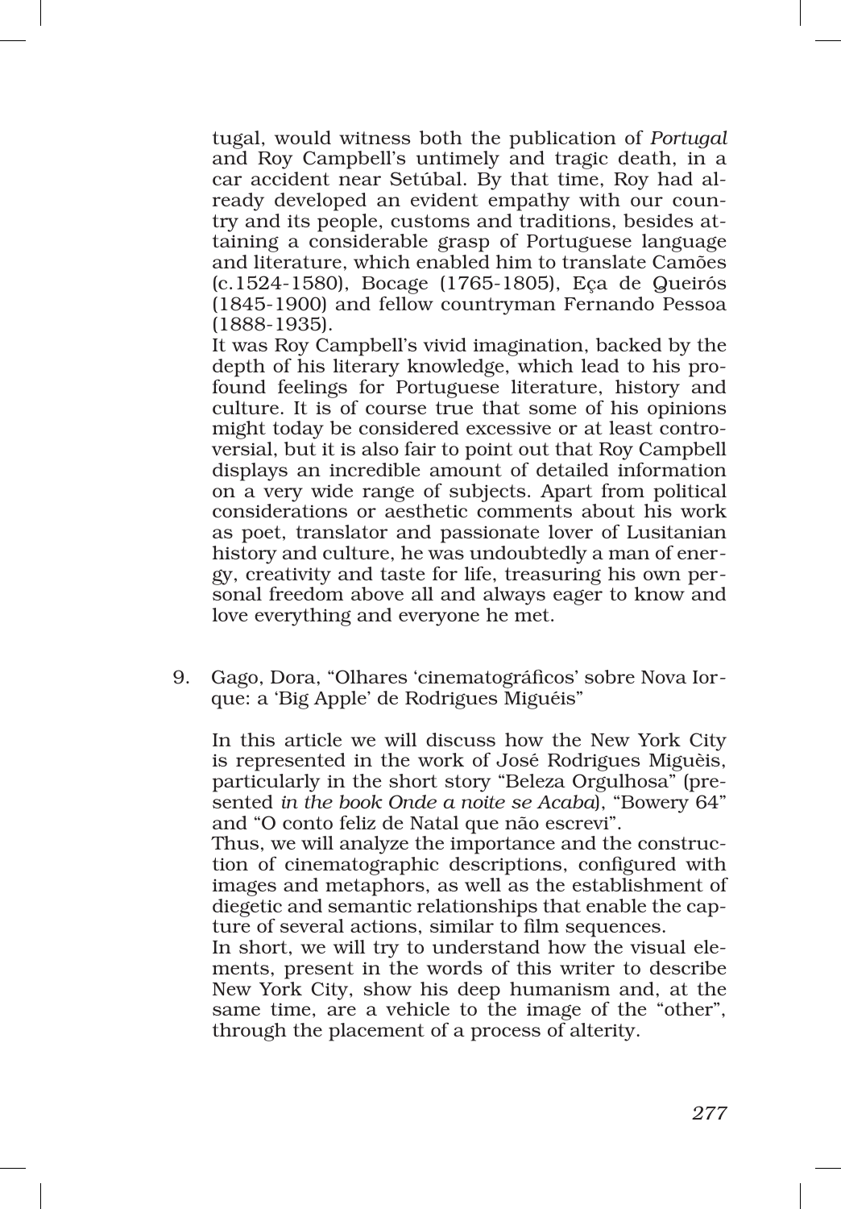tugal, would witness both the publication of *Portugal* and Roy Campbell's untimely and tragic death, in a car accident near Setúbal. By that time, Roy had already developed an evident empathy with our country and its people, customs and traditions, besides attaining a considerable grasp of Portuguese language and literature, which enabled him to translate Camões (c.1524-1580), Bocage (1765-1805), Eça de Queirós (1845-1900) and fellow countryman Fernando Pessoa (1888-1935).

It was Roy Campbell's vivid imagination, backed by the depth of his literary knowledge, which lead to his profound feelings for Portuguese literature, history and culture. It is of course true that some of his opinions might today be considered excessive or at least controversial, but it is also fair to point out that Roy Campbell displays an incredible amount of detailed information on a very wide range of subjects. Apart from political considerations or aesthetic comments about his work as poet, translator and passionate lover of Lusitanian history and culture, he was undoubtedly a man of energy, creativity and taste for life, treasuring his own personal freedom above all and always eager to know and love everything and everyone he met.

9. Gago, Dora, "Olhares 'cinematográficos' sobre Nova Iorque: a 'Big Apple' de Rodrigues Miguéis"

   In this article we will discuss how the New York City is represented in the work of José Rodrigues Miguèis, particularly in the short story "Beleza Orgulhosa" (presented *in the book Onde a noite se Acaba*), "Bowery 64" and "O conto feliz de Natal que não escrevi".

   Thus, we will analyze the importance and the construction of cinematographic descriptions, configured with images and metaphors, as well as the establishment of diegetic and semantic relationships that enable the capture of several actions, similar to film sequences.

   In short, we will try to understand how the visual elements, present in the words of this writer to describe New York City, show his deep humanism and, at the same time, are a vehicle to the image of the "other", through the placement of a process of alterity.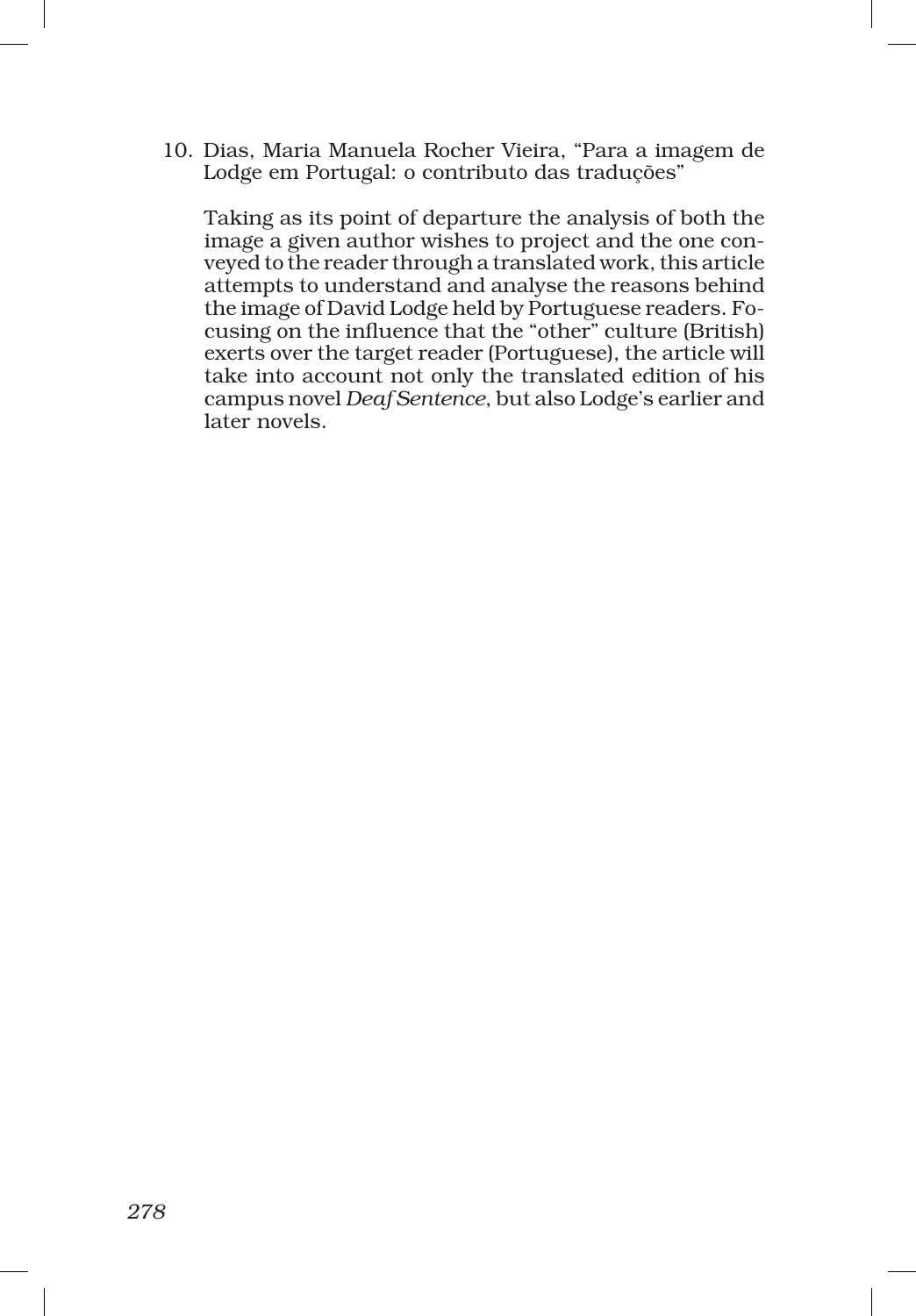10. Dias, Maria Manuela Rocher Vieira, "Para a imagem de Lodge em Portugal: o contributo das traduções"

    Taking as its point of departure the analysis of both the image a given author wishes to project and the one conveyed to the reader through a translated work, this article attempts to understand and analyse the reasons behind the image of David Lodge held by Portuguese readers. Focusing on the influence that the "other" culture (British) exerts over the target reader (Portuguese), the article will take into account not only the translated edition of his campus novel *Deaf Sentence*, but also Lodge's earlier and later novels.